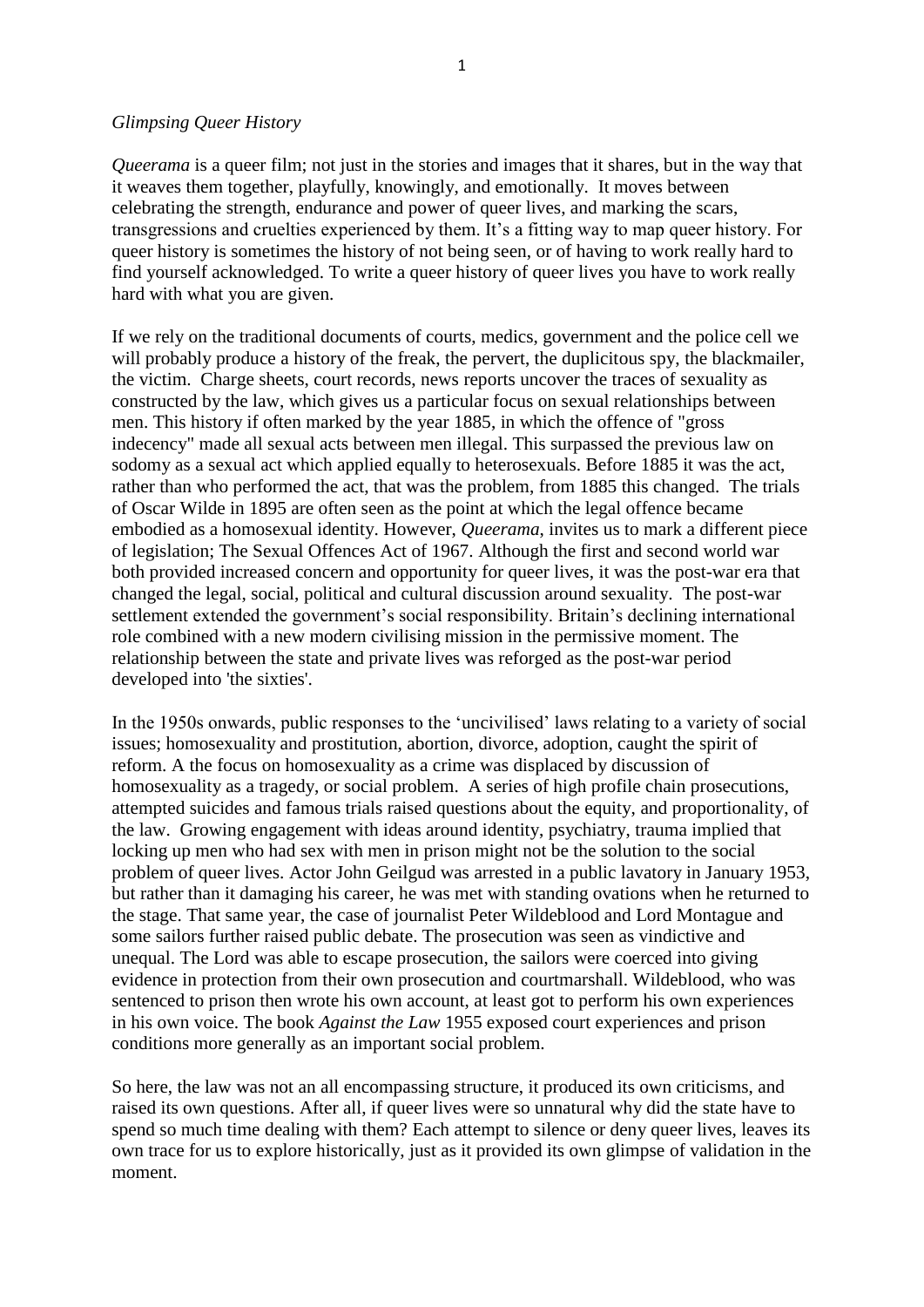*Glimpsing Queer History*

*Queerama* is a queer film; not just in the stories and images that it shares, but in the way that it weaves them together, playfully, knowingly, and emotionally. It moves between celebrating the strength, endurance and power of queer lives, and marking the scars, transgressions and cruelties experienced by them. It's a fitting way to map queer history. For queer history is sometimes the history of not being seen, or of having to work really hard to find yourself acknowledged. To write a queer history of queer lives you have to work really hard with what you are given.

If we rely on the traditional documents of courts, medics, government and the police cell we will probably produce a history of the freak, the pervert, the duplicitous spy, the blackmailer, the victim. Charge sheets, court records, news reports uncover the traces of sexuality as constructed by the law, which gives us a particular focus on sexual relationships between men. This history if often marked by the year 1885, in which the offence of "gross indecency" made all sexual acts between men illegal. This surpassed the previous law on sodomy as a sexual act which applied equally to heterosexuals. Before 1885 it was the act, rather than who performed the act, that was the problem, from 1885 this changed. The trials of Oscar Wilde in 1895 are often seen as the point at which the legal offence became embodied as a homosexual identity. However, *Queerama*, invites us to mark a different piece of legislation; The Sexual Offences Act of 1967. Although the first and second world war both provided increased concern and opportunity for queer lives, it was the post-war era that changed the legal, social, political and cultural discussion around sexuality. The post-war settlement extended the government's social responsibility. Britain's declining international role combined with a new modern civilising mission in the permissive moment. The relationship between the state and private lives was reforged as the post-war period developed into 'the sixties'.

In the 1950s onwards, public responses to the 'uncivilised' laws relating to a variety of social issues; homosexuality and prostitution, abortion, divorce, adoption, caught the spirit of reform. A the focus on homosexuality as a crime was displaced by discussion of homosexuality as a tragedy, or social problem. A series of high profile chain prosecutions, attempted suicides and famous trials raised questions about the equity, and proportionality, of the law. Growing engagement with ideas around identity, psychiatry, trauma implied that locking up men who had sex with men in prison might not be the solution to the social problem of queer lives. Actor John Geilgud was arrested in a public lavatory in January 1953, but rather than it damaging his career, he was met with standing ovations when he returned to the stage. That same year, the case of journalist Peter Wildeblood and Lord Montague and some sailors further raised public debate. The prosecution was seen as vindictive and unequal. The Lord was able to escape prosecution, the sailors were coerced into giving evidence in protection from their own prosecution and courtmarshall. Wildeblood, who was sentenced to prison then wrote his own account, at least got to perform his own experiences in his own voice. The book *Against the Law* 1955 exposed court experiences and prison conditions more generally as an important social problem.

So here, the law was not an all encompassing structure, it produced its own criticisms, and raised its own questions. After all, if queer lives were so unnatural why did the state have to spend so much time dealing with them? Each attempt to silence or deny queer lives, leaves its own trace for us to explore historically, just as it provided its own glimpse of validation in the moment.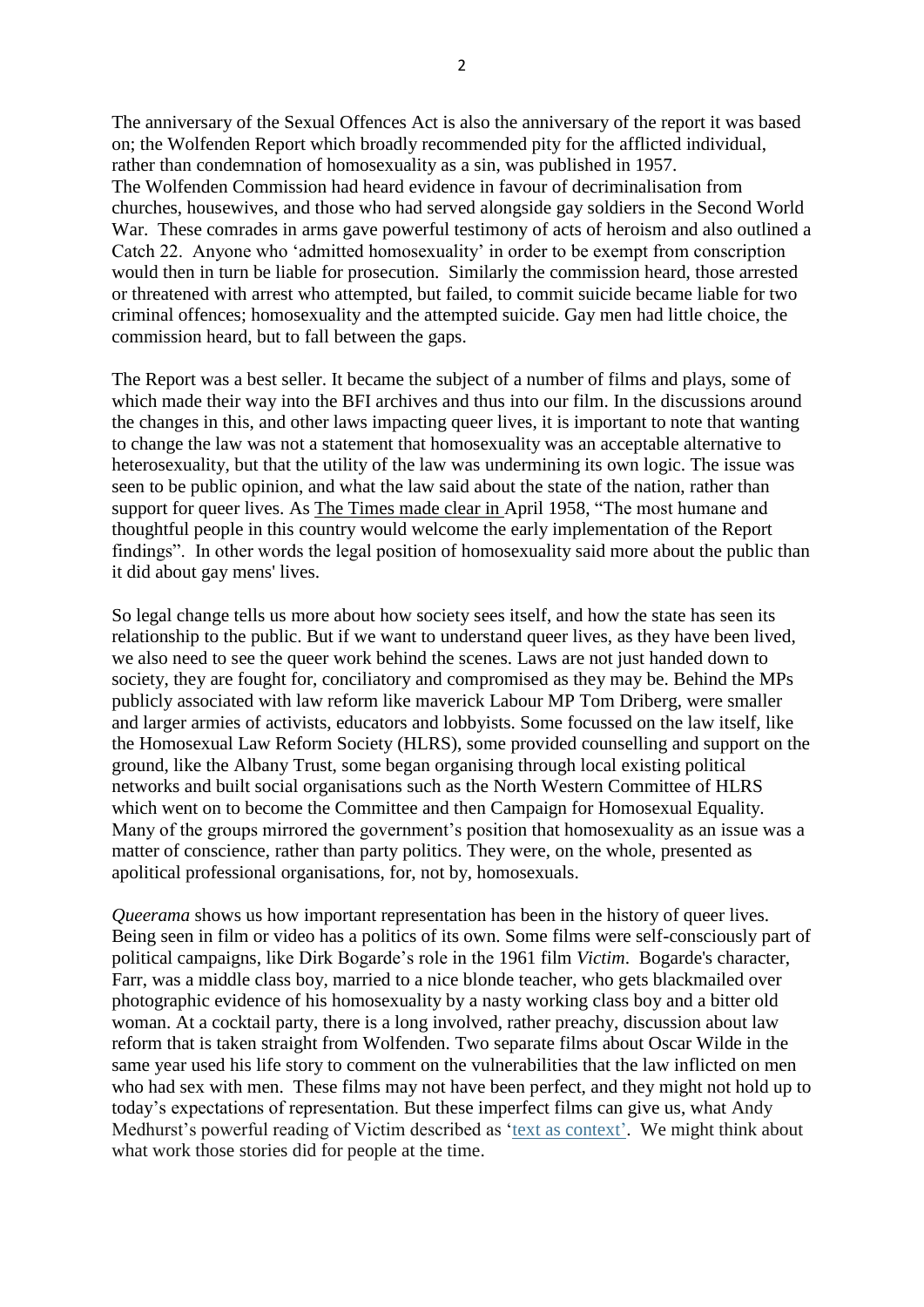The anniversary of the Sexual Offences Act is also the anniversary of the report it was based on; the Wolfenden Report which broadly recommended pity for the afflicted individual, rather than condemnation of homosexuality as a sin, was published in 1957.
The Wolfenden Commission had heard evidence in favour of decriminalisation from churches, housewives, and those who had served alongside gay soldiers in the Second World War. These comrades in arms gave powerful testimony of acts of heroism and also outlined a Catch 22. Anyone who 'admitted homosexuality' in order to be exempt from conscription would then in turn be liable for prosecution. Similarly the commission heard, those arrested or threatened with arrest who attempted, but failed, to commit suicide became liable for two criminal offences; homosexuality and the attempted suicide. Gay men had little choice, the commission heard, but to fall between the gaps.

The Report was a best seller. It became the subject of a number of films and plays, some of which made their way into the BFI archives and thus into our film. In the discussions around the changes in this, and other laws impacting queer lives, it is important to note that wanting to change the law was not a statement that homosexuality was an acceptable alternative to heterosexuality, but that the utility of the law was undermining its own logic. The issue was seen to be public opinion, and what the law said about the state of the nation, rather than support for queer lives. As The Times made clear in April 1958, "The most humane and thoughtful people in this country would welcome the early implementation of the Report findings". In other words the legal position of homosexuality said more about the public than it did about gay mens' lives.

So legal change tells us more about how society sees itself, and how the state has seen its relationship to the public. But if we want to understand queer lives, as they have been lived, we also need to see the queer work behind the scenes. Laws are not just handed down to society, they are fought for, conciliatory and compromised as they may be. Behind the MPs publicly associated with law reform like maverick Labour MP Tom Driberg, were smaller and larger armies of activists, educators and lobbyists. Some focussed on the law itself, like the Homosexual Law Reform Society (HLRS), some provided counselling and support on the ground, like the Albany Trust, some began organising through local existing political networks and built social organisations such as the North Western Committee of HLRS which went on to become the Committee and then Campaign for Homosexual Equality. Many of the groups mirrored the government's position that homosexuality as an issue was a matter of conscience, rather than party politics. They were, on the whole, presented as apolitical professional organisations, for, not by, homosexuals.

*Queerama* shows us how important representation has been in the history of queer lives. Being seen in film or video has a politics of its own. Some films were self-consciously part of political campaigns, like Dirk Bogarde's role in the 1961 film *Victim*. Bogarde's character, Farr, was a middle class boy, married to a nice blonde teacher, who gets blackmailed over photographic evidence of his homosexuality by a nasty working class boy and a bitter old woman. At a cocktail party, there is a long involved, rather preachy, discussion about law reform that is taken straight from Wolfenden. Two separate films about Oscar Wilde in the same year used his life story to comment on the vulnerabilities that the law inflicted on men who had sex with men. These films may not have been perfect, and they might not hold up to today's expectations of representation. But these imperfect films can give us, what Andy Medhurst's powerful reading of Victim described as 'text as context'. We might think about what work those stories did for people at the time.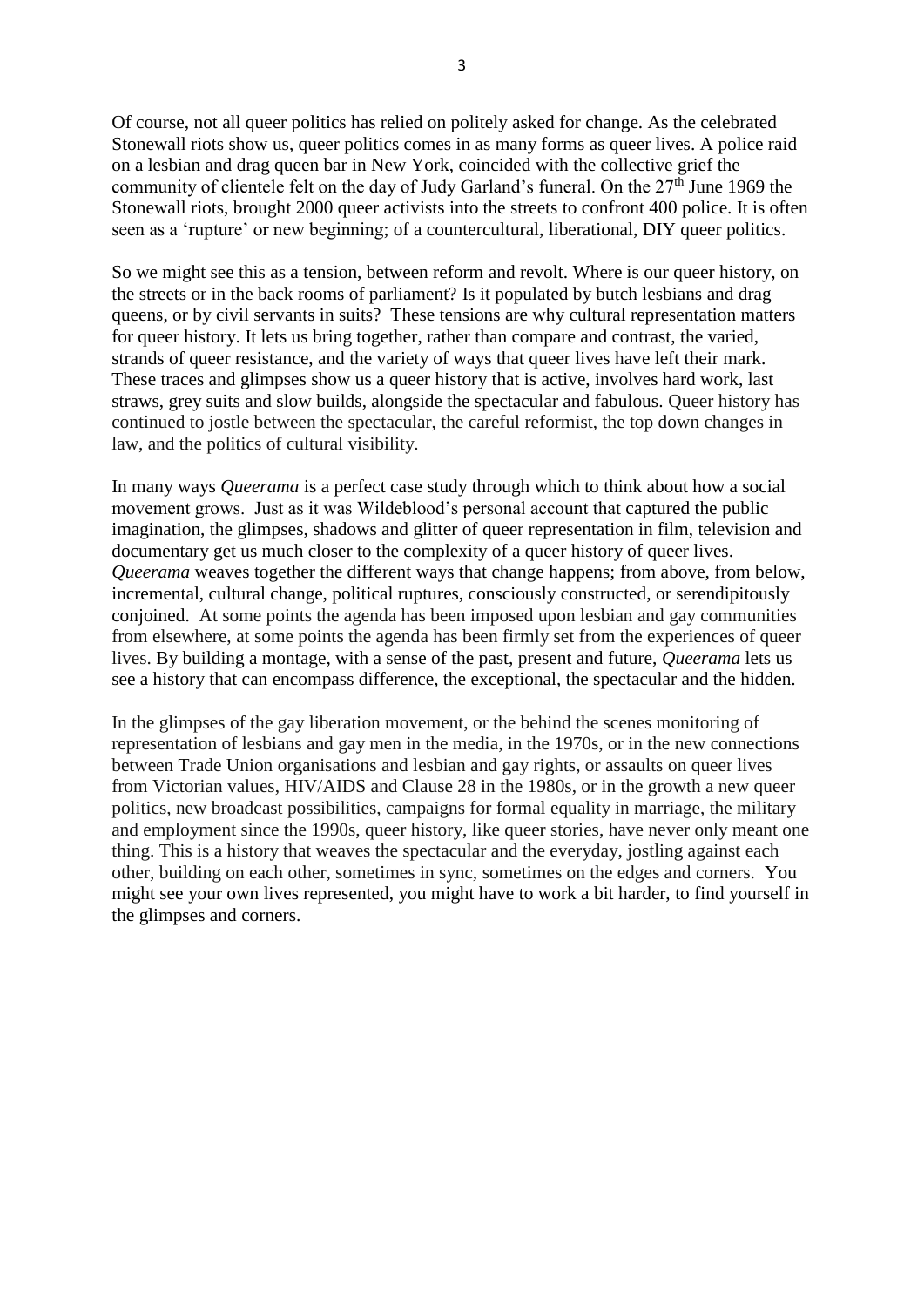Of course, not all queer politics has relied on politely asked for change. As the celebrated Stonewall riots show us, queer politics comes in as many forms as queer lives. A police raid on a lesbian and drag queen bar in New York, coincided with the collective grief the community of clientele felt on the day of Judy Garland's funeral. On the 27th June 1969 the Stonewall riots, brought 2000 queer activists into the streets to confront 400 police. It is often seen as a 'rupture' or new beginning; of a countercultural, liberational, DIY queer politics.

So we might see this as a tension, between reform and revolt. Where is our queer history, on the streets or in the back rooms of parliament? Is it populated by butch lesbians and drag queens, or by civil servants in suits? These tensions are why cultural representation matters for queer history. It lets us bring together, rather than compare and contrast, the varied, strands of queer resistance, and the variety of ways that queer lives have left their mark. These traces and glimpses show us a queer history that is active, involves hard work, last straws, grey suits and slow builds, alongside the spectacular and fabulous. Queer history has continued to jostle between the spectacular, the careful reformist, the top down changes in law, and the politics of cultural visibility.

In many ways *Queerama* is a perfect case study through which to think about how a social movement grows. Just as it was Wildeblood's personal account that captured the public imagination, the glimpses, shadows and glitter of queer representation in film, television and documentary get us much closer to the complexity of a queer history of queer lives. *Queerama* weaves together the different ways that change happens; from above, from below, incremental, cultural change, political ruptures, consciously constructed, or serendipitously conjoined. At some points the agenda has been imposed upon lesbian and gay communities from elsewhere, at some points the agenda has been firmly set from the experiences of queer lives. By building a montage, with a sense of the past, present and future, *Queerama* lets us see a history that can encompass difference, the exceptional, the spectacular and the hidden.

In the glimpses of the gay liberation movement, or the behind the scenes monitoring of representation of lesbians and gay men in the media, in the 1970s, or in the new connections between Trade Union organisations and lesbian and gay rights, or assaults on queer lives from Victorian values, HIV/AIDS and Clause 28 in the 1980s, or in the growth a new queer politics, new broadcast possibilities, campaigns for formal equality in marriage, the military and employment since the 1990s, queer history, like queer stories, have never only meant one thing. This is a history that weaves the spectacular and the everyday, jostling against each other, building on each other, sometimes in sync, sometimes on the edges and corners. You might see your own lives represented, you might have to work a bit harder, to find yourself in the glimpses and corners.